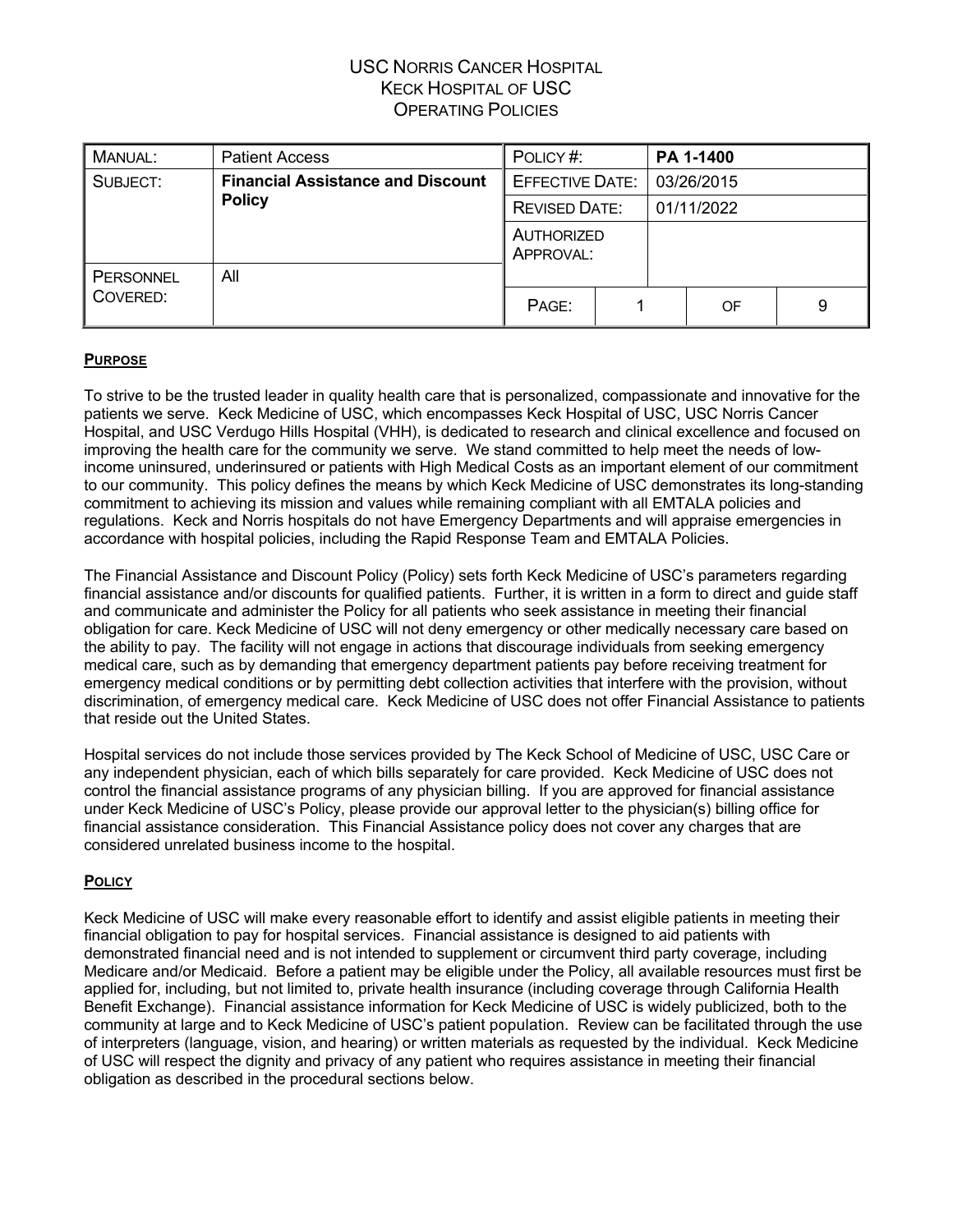# USC Norris Cancer Hospital
# Keck Hospital of USC
# Operating Policies

| MANUAL: | Patient Access | POLICY #: | PA 1-1400 |
|---|---|---|---|
| SUBJECT: | **Financial Assistance and Discount Policy** | EFFECTIVE DATE: | 03/26/2015 |
| | | REVISED DATE: | 01/11/2022 |
| | | AUTHORIZED APPROVAL: | |
| PERSONNEL COVERED: | All | PAGE: | 1 OF 9 |

## **Purpose**

To strive to be the trusted leader in quality health care that is personalized, compassionate and innovative for the patients we serve. Keck Medicine of USC, which encompasses Keck Hospital of USC, USC Norris Cancer Hospital, and USC Verdugo Hills Hospital (VHH), is dedicated to research and clinical excellence and focused on improving the health care for the community we serve. We stand committed to help meet the needs of low-income uninsured, underinsured or patients with High Medical Costs as an important element of our commitment to our community. This policy defines the means by which Keck Medicine of USC demonstrates its long-standing commitment to achieving its mission and values while remaining compliant with all EMTALA policies and regulations. Keck and Norris hospitals do not have Emergency Departments and will appraise emergencies in accordance with hospital policies, including the Rapid Response Team and EMTALA Policies.

The Financial Assistance and Discount Policy (Policy) sets forth Keck Medicine of USC's parameters regarding financial assistance and/or discounts for qualified patients. Further, it is written in a form to direct and guide staff and communicate and administer the Policy for all patients who seek assistance in meeting their financial obligation for care. Keck Medicine of USC will not deny emergency or other medically necessary care based on the ability to pay. The facility will not engage in actions that discourage individuals from seeking emergency medical care, such as by demanding that emergency department patients pay before receiving treatment for emergency medical conditions or by permitting debt collection activities that interfere with the provision, without discrimination, of emergency medical care. Keck Medicine of USC does not offer Financial Assistance to patients that reside out the United States.

Hospital services do not include those services provided by The Keck School of Medicine of USC, USC Care or any independent physician, each of which bills separately for care provided. Keck Medicine of USC does not control the financial assistance programs of any physician billing. If you are approved for financial assistance under Keck Medicine of USC's Policy, please provide our approval letter to the physician(s) billing office for financial assistance consideration. This Financial Assistance policy does not cover any charges that are considered unrelated business income to the hospital.

## **Policy**

Keck Medicine of USC will make every reasonable effort to identify and assist eligible patients in meeting their financial obligation to pay for hospital services. Financial assistance is designed to aid patients with demonstrated financial need and is not intended to supplement or circumvent third party coverage, including Medicare and/or Medicaid. Before a patient may be eligible under the Policy, all available resources must first be applied for, including, but not limited to, private health insurance (including coverage through California Health Benefit Exchange). Financial assistance information for Keck Medicine of USC is widely publicized, both to the community at large and to Keck Medicine of USC's patient population. Review can be facilitated through the use of interpreters (language, vision, and hearing) or written materials as requested by the individual. Keck Medicine of USC will respect the dignity and privacy of any patient who requires assistance in meeting their financial obligation as described in the procedural sections below.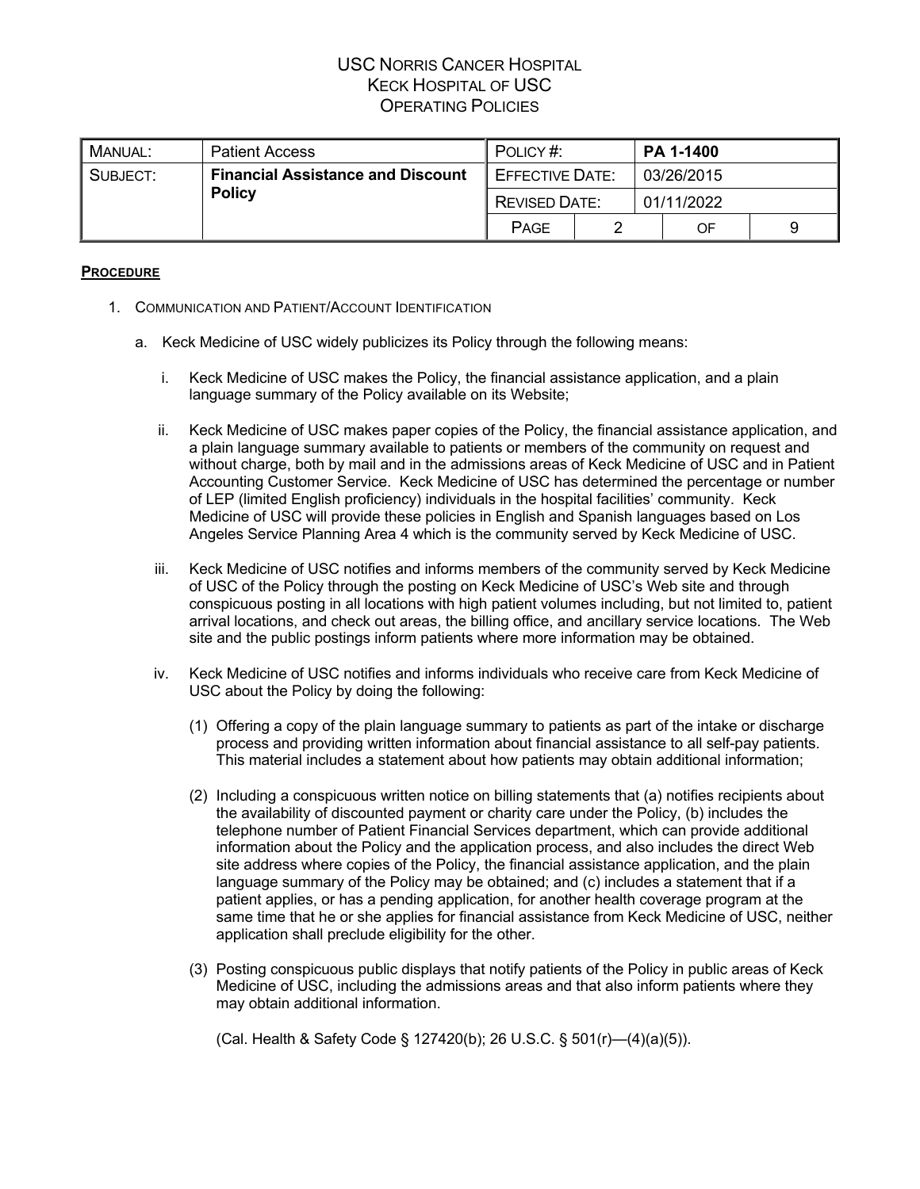**PROCEDURE**

1. COMMUNICATION AND PATIENT/ACCOUNT IDENTIFICATION

   a. Keck Medicine of USC widely publicizes its Policy through the following means:

      i. Keck Medicine of USC makes the Policy, the financial assistance application, and a plain language summary of the Policy available on its Website;

      ii. Keck Medicine of USC makes paper copies of the Policy, the financial assistance application, and a plain language summary available to patients or members of the community on request and without charge, both by mail and in the admissions areas of Keck Medicine of USC and in Patient Accounting Customer Service. Keck Medicine of USC has determined the percentage or number of LEP (limited English proficiency) individuals in the hospital facilities' community. Keck Medicine of USC will provide these policies in English and Spanish languages based on Los Angeles Service Planning Area 4 which is the community served by Keck Medicine of USC.

      iii. Keck Medicine of USC notifies and informs members of the community served by Keck Medicine of USC of the Policy through the posting on Keck Medicine of USC's Web site and through conspicuous posting in all locations with high patient volumes including, but not limited to, patient arrival locations, and check out areas, the billing office, and ancillary service locations. The Web site and the public postings inform patients where more information may be obtained.

      iv. Keck Medicine of USC notifies and informs individuals who receive care from Keck Medicine of USC about the Policy by doing the following:

         (1) Offering a copy of the plain language summary to patients as part of the intake or discharge process and providing written information about financial assistance to all self-pay patients. This material includes a statement about how patients may obtain additional information;

         (2) Including a conspicuous written notice on billing statements that (a) notifies recipients about the availability of discounted payment or charity care under the Policy, (b) includes the telephone number of Patient Financial Services department, which can provide additional information about the Policy and the application process, and also includes the direct Web site address where copies of the Policy, the financial assistance application, and the plain language summary of the Policy may be obtained; and (c) includes a statement that if a patient applies, or has a pending application, for another health coverage program at the same time that he or she applies for financial assistance from Keck Medicine of USC, neither application shall preclude eligibility for the other.

         (3) Posting conspicuous public displays that notify patients of the Policy in public areas of Keck Medicine of USC, including the admissions areas and that also inform patients where they may obtain additional information.

         (Cal. Health & Safety Code § 127420(b); 26 U.S.C. § 501(r)—(4)(a)(5)).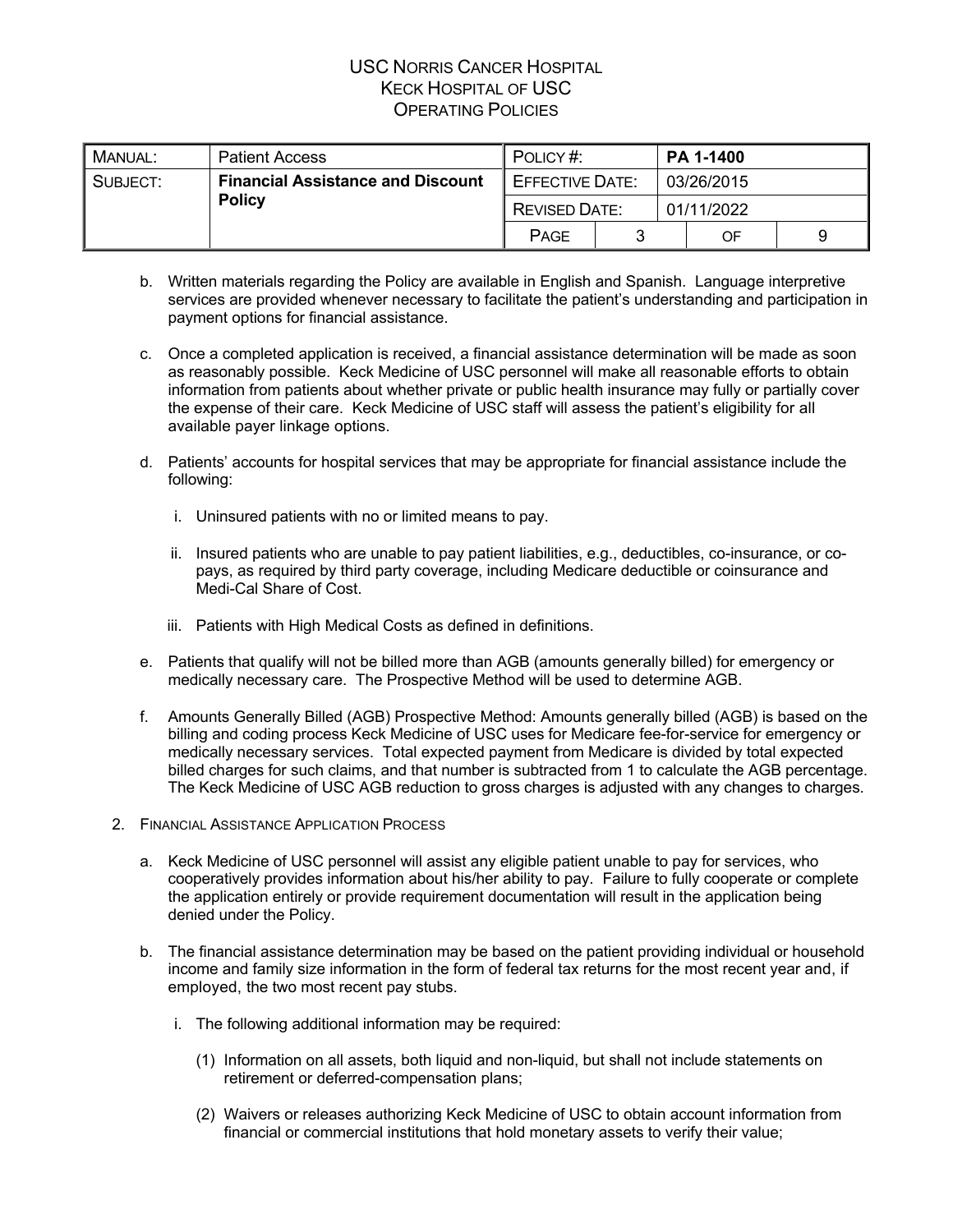b. Written materials regarding the Policy are available in English and Spanish. Language interpretive services are provided whenever necessary to facilitate the patient's understanding and participation in payment options for financial assistance.

c. Once a completed application is received, a financial assistance determination will be made as soon as reasonably possible. Keck Medicine of USC personnel will make all reasonable efforts to obtain information from patients about whether private or public health insurance may fully or partially cover the expense of their care. Keck Medicine of USC staff will assess the patient's eligibility for all available payer linkage options.

d. Patients' accounts for hospital services that may be appropriate for financial assistance include the following:

   i. Uninsured patients with no or limited means to pay.

   ii. Insured patients who are unable to pay patient liabilities, e.g., deductibles, co-insurance, or co-pays, as required by third party coverage, including Medicare deductible or coinsurance and Medi-Cal Share of Cost.

   iii. Patients with High Medical Costs as defined in definitions.

e. Patients that qualify will not be billed more than AGB (amounts generally billed) for emergency or medically necessary care. The Prospective Method will be used to determine AGB.

f. Amounts Generally Billed (AGB) Prospective Method: Amounts generally billed (AGB) is based on the billing and coding process Keck Medicine of USC uses for Medicare fee-for-service for emergency or medically necessary services. Total expected payment from Medicare is divided by total expected billed charges for such claims, and that number is subtracted from 1 to calculate the AGB percentage. The Keck Medicine of USC AGB reduction to gross charges is adjusted with any changes to charges.

2. FINANCIAL ASSISTANCE APPLICATION PROCESS

   a. Keck Medicine of USC personnel will assist any eligible patient unable to pay for services, who cooperatively provides information about his/her ability to pay. Failure to fully cooperate or complete the application entirely or provide requirement documentation will result in the application being denied under the Policy.

   b. The financial assistance determination may be based on the patient providing individual or household income and family size information in the form of federal tax returns for the most recent year and, if employed, the two most recent pay stubs.

      i. The following additional information may be required:

         (1) Information on all assets, both liquid and non-liquid, but shall not include statements on retirement or deferred-compensation plans;

         (2) Waivers or releases authorizing Keck Medicine of USC to obtain account information from financial or commercial institutions that hold monetary assets to verify their value;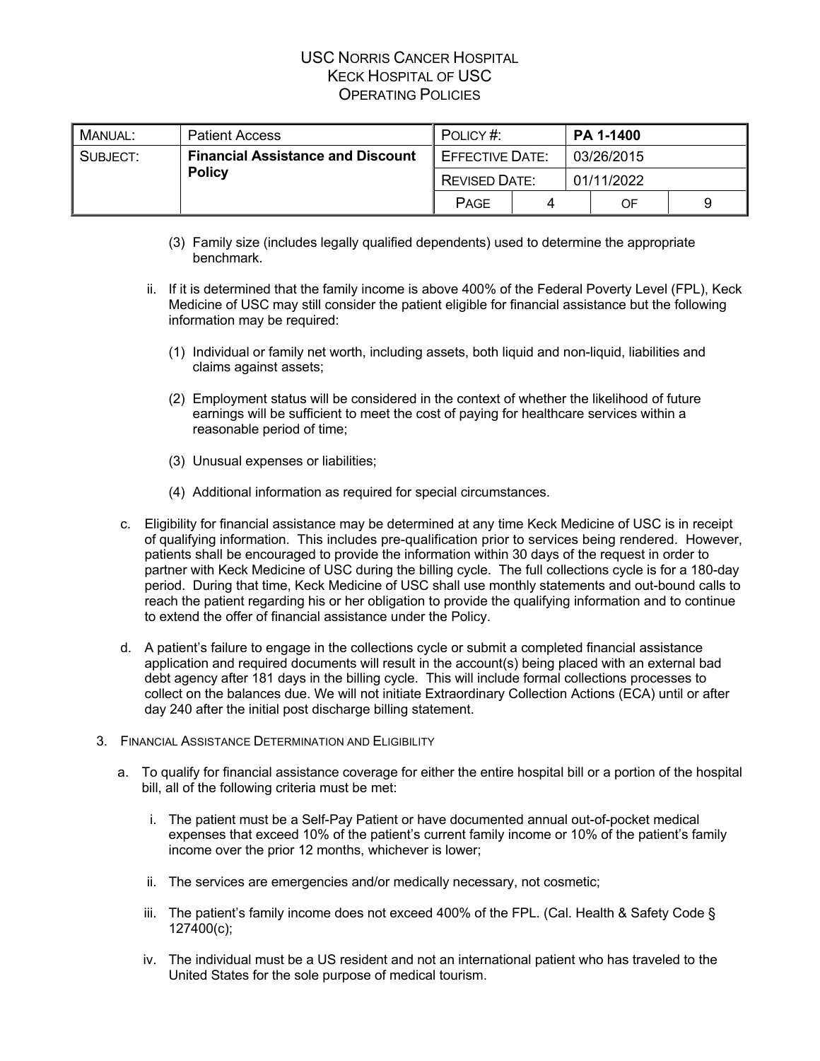(3) Family size (includes legally qualified dependents) used to determine the appropriate benchmark.

ii. If it is determined that the family income is above 400% of the Federal Poverty Level (FPL), Keck Medicine of USC may still consider the patient eligible for financial assistance but the following information may be required:

(1) Individual or family net worth, including assets, both liquid and non-liquid, liabilities and claims against assets;

(2) Employment status will be considered in the context of whether the likelihood of future earnings will be sufficient to meet the cost of paying for healthcare services within a reasonable period of time;

(3) Unusual expenses or liabilities;

(4) Additional information as required for special circumstances.

c. Eligibility for financial assistance may be determined at any time Keck Medicine of USC is in receipt of qualifying information. This includes pre-qualification prior to services being rendered. However, patients shall be encouraged to provide the information within 30 days of the request in order to partner with Keck Medicine of USC during the billing cycle. The full collections cycle is for a 180-day period. During that time, Keck Medicine of USC shall use monthly statements and out-bound calls to reach the patient regarding his or her obligation to provide the qualifying information and to continue to extend the offer of financial assistance under the Policy.

d. A patient's failure to engage in the collections cycle or submit a completed financial assistance application and required documents will result in the account(s) being placed with an external bad debt agency after 181 days in the billing cycle. This will include formal collections processes to collect on the balances due. We will not initiate Extraordinary Collection Actions (ECA) until or after day 240 after the initial post discharge billing statement.

3. FINANCIAL ASSISTANCE DETERMINATION AND ELIGIBILITY

a. To qualify for financial assistance coverage for either the entire hospital bill or a portion of the hospital bill, all of the following criteria must be met:

i. The patient must be a Self-Pay Patient or have documented annual out-of-pocket medical expenses that exceed 10% of the patient's current family income or 10% of the patient's family income over the prior 12 months, whichever is lower;

ii. The services are emergencies and/or medically necessary, not cosmetic;

iii. The patient's family income does not exceed 400% of the FPL. (Cal. Health & Safety Code § 127400(c);

iv. The individual must be a US resident and not an international patient who has traveled to the United States for the sole purpose of medical tourism.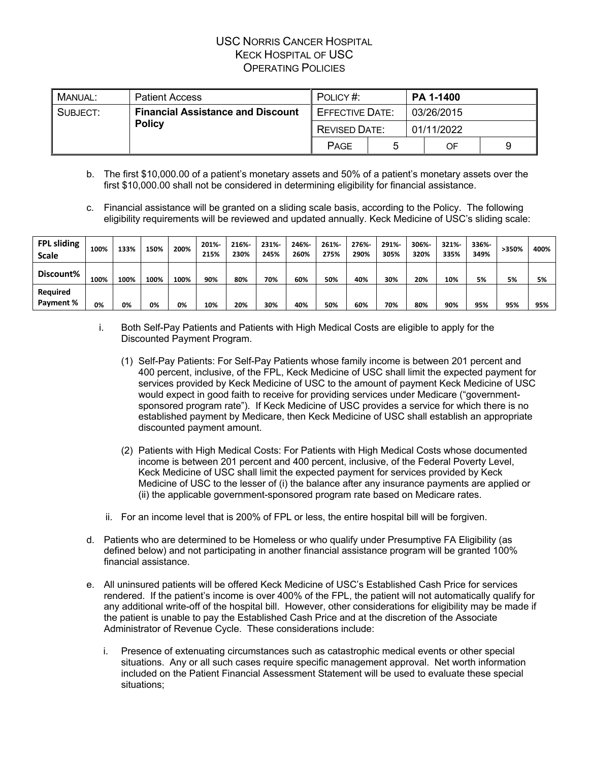b. The first $10,000.00 of a patient's monetary assets and 50% of a patient's monetary assets over the first $10,000.00 shall not be considered in determining eligibility for financial assistance.

c. Financial assistance will be granted on a sliding scale basis, according to the Policy. The following eligibility requirements will be reviewed and updated annually. Keck Medicine of USC's sliding scale:

| FPL sliding Scale | 100% | 133% | 150% | 200% | 201%-215% | 216%-230% | 231%-245% | 246%-260% | 261%-275% | 276%-290% | 291%-305% | 306%-320% | 321%-335% | 336%-349% | >350% | 400% |
|---|---|---|---|---|---|---|---|---|---|---|---|---|---|---|---|---|
| Discount% | 100% | 100% | 100% | 100% | 90% | 80% | 70% | 60% | 50% | 40% | 30% | 20% | 10% | 5% | 5% | 5% |
| Required Payment % | 0% | 0% | 0% | 0% | 10% | 20% | 30% | 40% | 50% | 60% | 70% | 80% | 90% | 95% | 95% | 95% |

i. Both Self-Pay Patients and Patients with High Medical Costs are eligible to apply for the Discounted Payment Program.

(1) Self-Pay Patients: For Self-Pay Patients whose family income is between 201 percent and 400 percent, inclusive, of the FPL, Keck Medicine of USC shall limit the expected payment for services provided by Keck Medicine of USC to the amount of payment Keck Medicine of USC would expect in good faith to receive for providing services under Medicare ("government-sponsored program rate"). If Keck Medicine of USC provides a service for which there is no established payment by Medicare, then Keck Medicine of USC shall establish an appropriate discounted payment amount.

(2) Patients with High Medical Costs: For Patients with High Medical Costs whose documented income is between 201 percent and 400 percent, inclusive, of the Federal Poverty Level, Keck Medicine of USC shall limit the expected payment for services provided by Keck Medicine of USC to the lesser of (i) the balance after any insurance payments are applied or (ii) the applicable government-sponsored program rate based on Medicare rates.

ii. For an income level that is 200% of FPL or less, the entire hospital bill will be forgiven.

d. Patients who are determined to be Homeless or who qualify under Presumptive FA Eligibility (as defined below) and not participating in another financial assistance program will be granted 100% financial assistance.

e. All uninsured patients will be offered Keck Medicine of USC's Established Cash Price for services rendered. If the patient's income is over 400% of the FPL, the patient will not automatically qualify for any additional write-off of the hospital bill. However, other considerations for eligibility may be made if the patient is unable to pay the Established Cash Price and at the discretion of the Associate Administrator of Revenue Cycle. These considerations include:

i. Presence of extenuating circumstances such as catastrophic medical events or other special situations. Any or all such cases require specific management approval. Net worth information included on the Patient Financial Assessment Statement will be used to evaluate these special situations;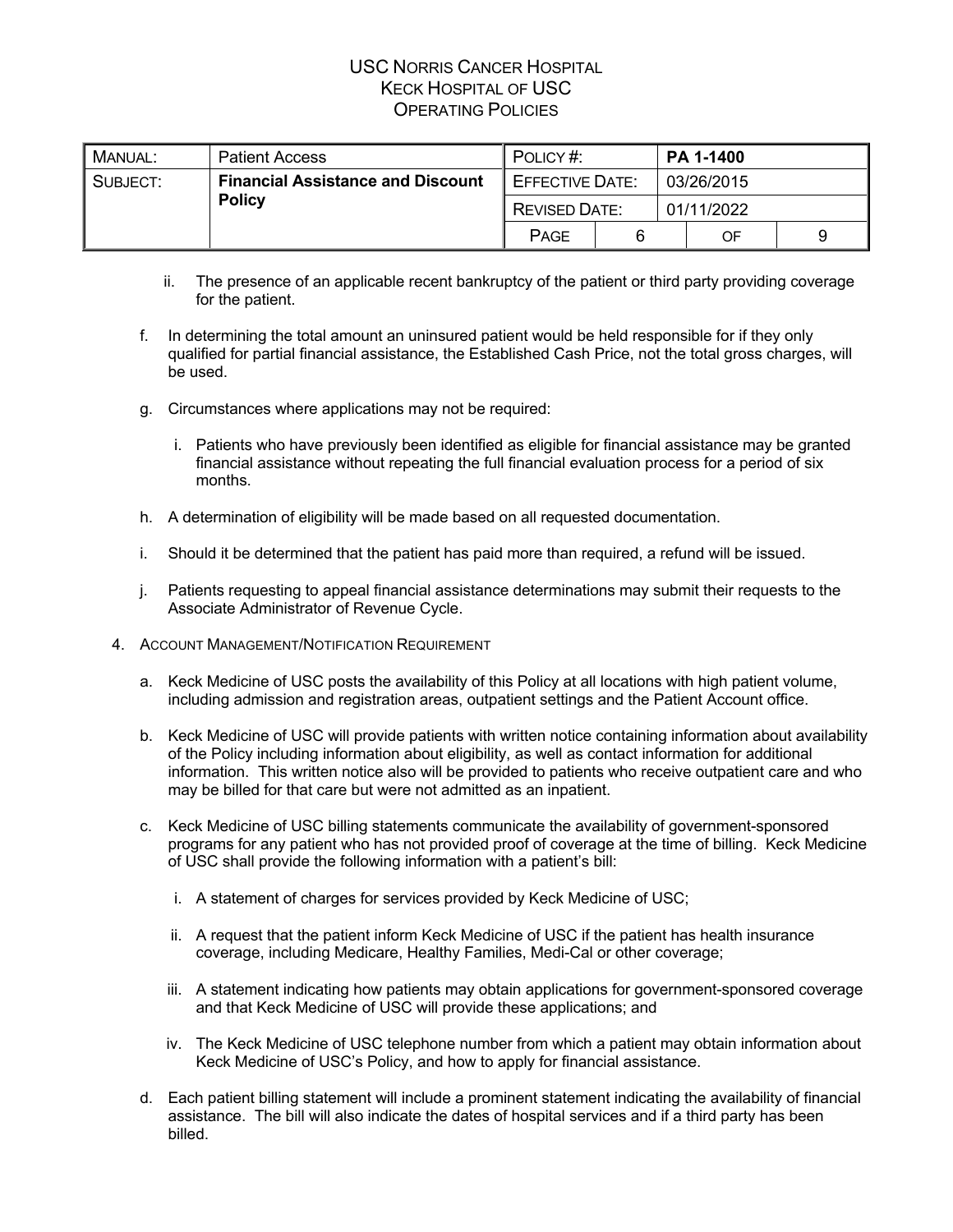ii. The presence of an applicable recent bankruptcy of the patient or third party providing coverage for the patient.

f. In determining the total amount an uninsured patient would be held responsible for if they only qualified for partial financial assistance, the Established Cash Price, not the total gross charges, will be used.

g. Circumstances where applications may not be required:

   i. Patients who have previously been identified as eligible for financial assistance may be granted financial assistance without repeating the full financial evaluation process for a period of six months.

h. A determination of eligibility will be made based on all requested documentation.

i. Should it be determined that the patient has paid more than required, a refund will be issued.

j. Patients requesting to appeal financial assistance determinations may submit their requests to the Associate Administrator of Revenue Cycle.

4. Account Management/Notification Requirement

   a. Keck Medicine of USC posts the availability of this Policy at all locations with high patient volume, including admission and registration areas, outpatient settings and the Patient Account office.

   b. Keck Medicine of USC will provide patients with written notice containing information about availability of the Policy including information about eligibility, as well as contact information for additional information. This written notice also will be provided to patients who receive outpatient care and who may be billed for that care but were not admitted as an inpatient.

   c. Keck Medicine of USC billing statements communicate the availability of government-sponsored programs for any patient who has not provided proof of coverage at the time of billing. Keck Medicine of USC shall provide the following information with a patient's bill:

      i. A statement of charges for services provided by Keck Medicine of USC;

      ii. A request that the patient inform Keck Medicine of USC if the patient has health insurance coverage, including Medicare, Healthy Families, Medi-Cal or other coverage;

      iii. A statement indicating how patients may obtain applications for government-sponsored coverage and that Keck Medicine of USC will provide these applications; and

      iv. The Keck Medicine of USC telephone number from which a patient may obtain information about Keck Medicine of USC's Policy, and how to apply for financial assistance.

   d. Each patient billing statement will include a prominent statement indicating the availability of financial assistance. The bill will also indicate the dates of hospital services and if a third party has been billed.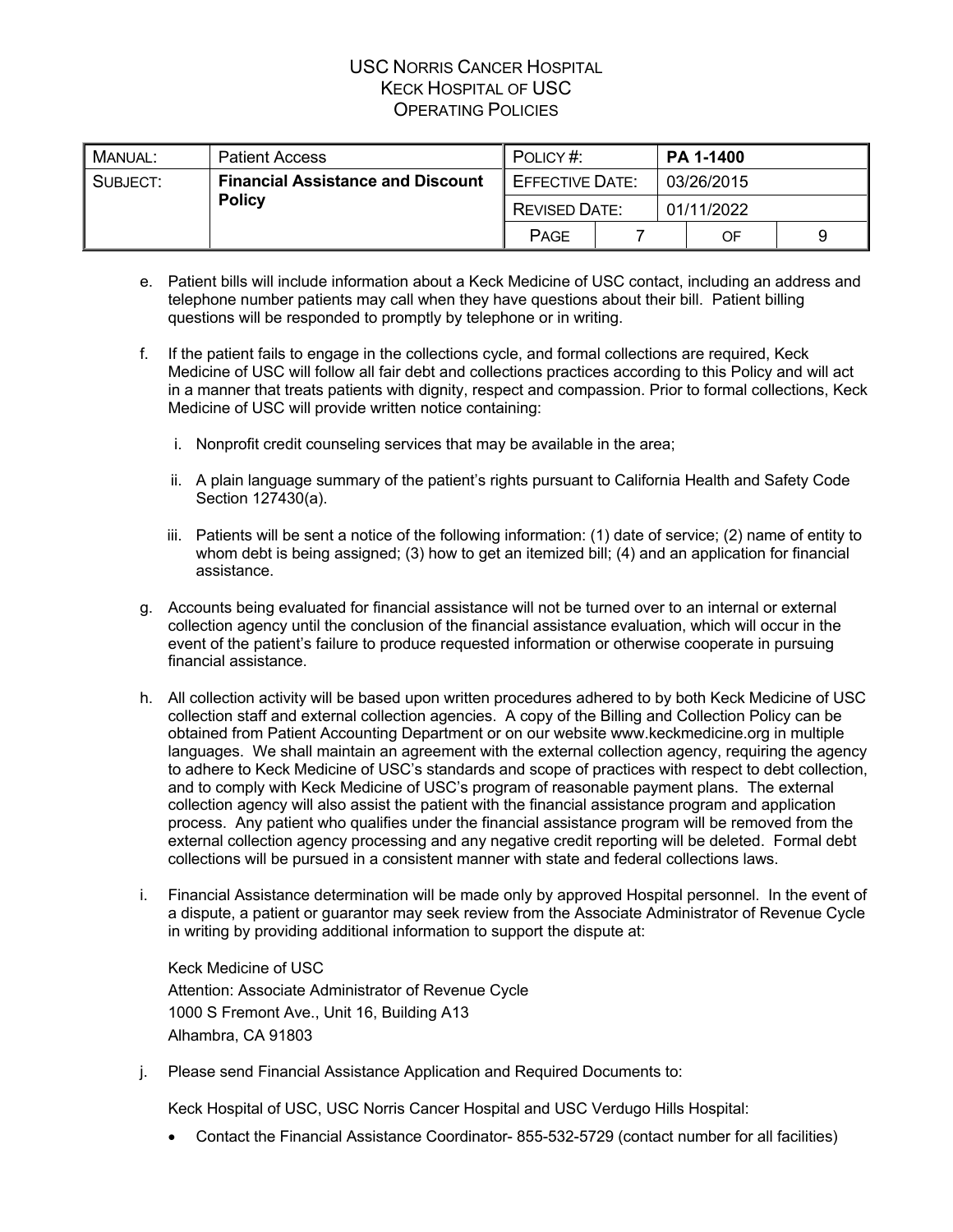e. Patient bills will include information about a Keck Medicine of USC contact, including an address and telephone number patients may call when they have questions about their bill. Patient billing questions will be responded to promptly by telephone or in writing.

f. If the patient fails to engage in the collections cycle, and formal collections are required, Keck Medicine of USC will follow all fair debt and collections practices according to this Policy and will act in a manner that treats patients with dignity, respect and compassion. Prior to formal collections, Keck Medicine of USC will provide written notice containing:

   i. Nonprofit credit counseling services that may be available in the area;

   ii. A plain language summary of the patient's rights pursuant to California Health and Safety Code Section 127430(a).

   iii. Patients will be sent a notice of the following information: (1) date of service; (2) name of entity to whom debt is being assigned; (3) how to get an itemized bill; (4) and an application for financial assistance.

g. Accounts being evaluated for financial assistance will not be turned over to an internal or external collection agency until the conclusion of the financial assistance evaluation, which will occur in the event of the patient's failure to produce requested information or otherwise cooperate in pursuing financial assistance.

h. All collection activity will be based upon written procedures adhered to by both Keck Medicine of USC collection staff and external collection agencies. A copy of the Billing and Collection Policy can be obtained from Patient Accounting Department or on our website www.keckmedicine.org in multiple languages. We shall maintain an agreement with the external collection agency, requiring the agency to adhere to Keck Medicine of USC's standards and scope of practices with respect to debt collection, and to comply with Keck Medicine of USC's program of reasonable payment plans. The external collection agency will also assist the patient with the financial assistance program and application process. Any patient who qualifies under the financial assistance program will be removed from the external collection agency processing and any negative credit reporting will be deleted. Formal debt collections will be pursued in a consistent manner with state and federal collections laws.

i. Financial Assistance determination will be made only by approved Hospital personnel. In the event of a dispute, a patient or guarantor may seek review from the Associate Administrator of Revenue Cycle in writing by providing additional information to support the dispute at:

   Keck Medicine of USC
   Attention: Associate Administrator of Revenue Cycle
   1000 S Fremont Ave., Unit 16, Building A13
   Alhambra, CA 91803

j. Please send Financial Assistance Application and Required Documents to:

   Keck Hospital of USC, USC Norris Cancer Hospital and USC Verdugo Hills Hospital:

   - Contact the Financial Assistance Coordinator- 855-532-5729 (contact number for all facilities)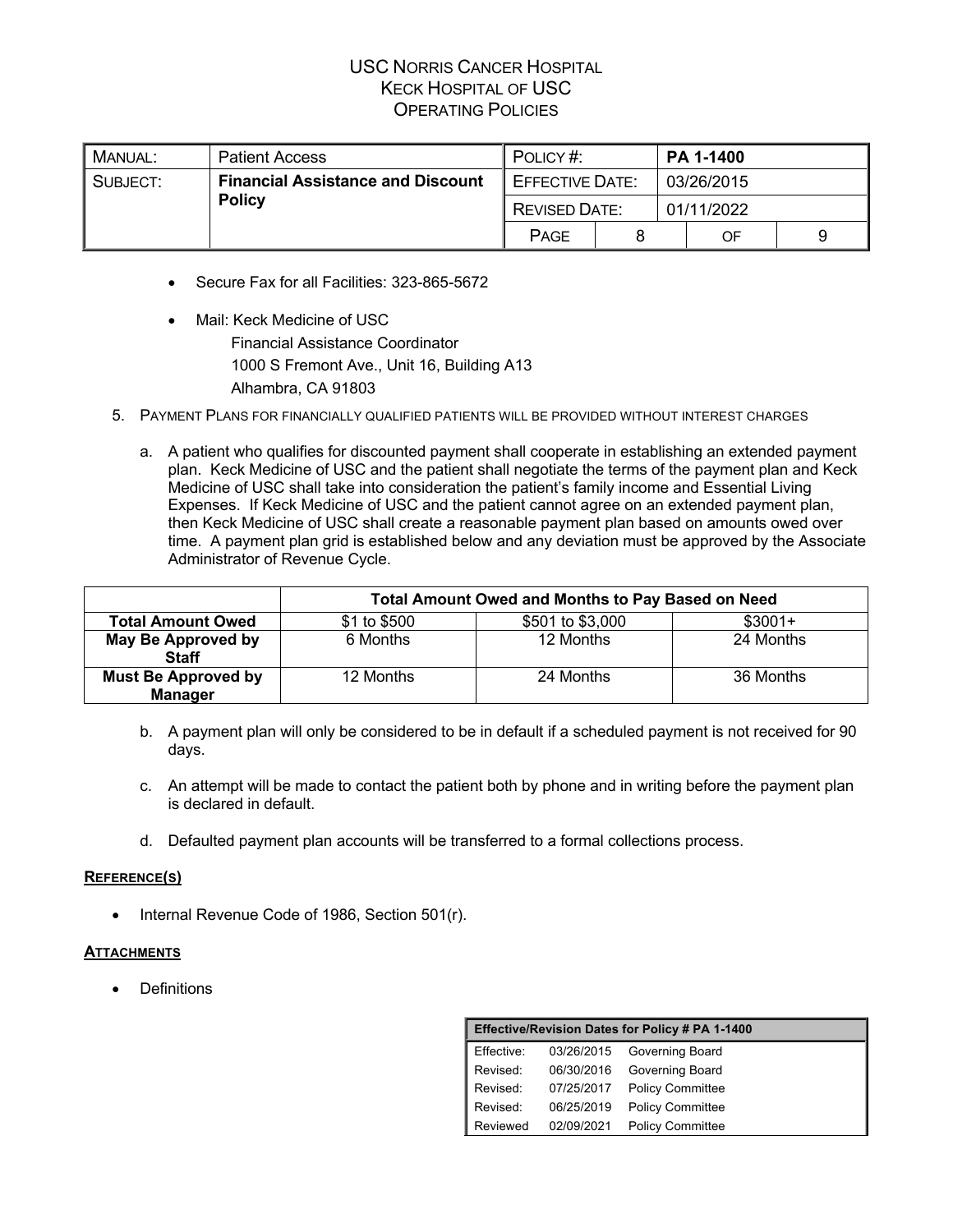- Secure Fax for all Facilities: 323-865-5672

- Mail: Keck Medicine of USC
  Financial Assistance Coordinator
  1000 S Fremont Ave., Unit 16, Building A13
  Alhambra, CA 91803

5. PAYMENT PLANS FOR FINANCIALLY QUALIFIED PATIENTS WILL BE PROVIDED WITHOUT INTEREST CHARGES

   a. A patient who qualifies for discounted payment shall cooperate in establishing an extended payment plan. Keck Medicine of USC and the patient shall negotiate the terms of the payment plan and Keck Medicine of USC shall take into consideration the patient's family income and Essential Living Expenses. If Keck Medicine of USC and the patient cannot agree on an extended payment plan, then Keck Medicine of USC shall create a reasonable payment plan based on amounts owed over time. A payment plan grid is established below and any deviation must be approved by the Associate Administrator of Revenue Cycle.

| | Total Amount Owed and Months to Pay Based on Need | | |
|---|---|---|---|
| **Total Amount Owed** | $1 to $500 | $501 to $3,000 | $3001+ |
| **May Be Approved by Staff** | 6 Months | 12 Months | 24 Months |
| **Must Be Approved by Manager** | 12 Months | 24 Months | 36 Months |

   b. A payment plan will only be considered to be in default if a scheduled payment is not received for 90 days.

   c. An attempt will be made to contact the patient both by phone and in writing before the payment plan is declared in default.

   d. Defaulted payment plan accounts will be transferred to a formal collections process.

**REFERENCE(S)**

- Internal Revenue Code of 1986, Section 501(r).

**ATTACHMENTS**

- Definitions

| Effective/Revision Dates for Policy # PA 1-1400 | | |
|---|---|---|
| Effective: | 03/26/2015 | Governing Board |
| Revised: | 06/30/2016 | Governing Board |
| Revised: | 07/25/2017 | Policy Committee |
| Revised: | 06/25/2019 | Policy Committee |
| Reviewed | 02/09/2021 | Policy Committee |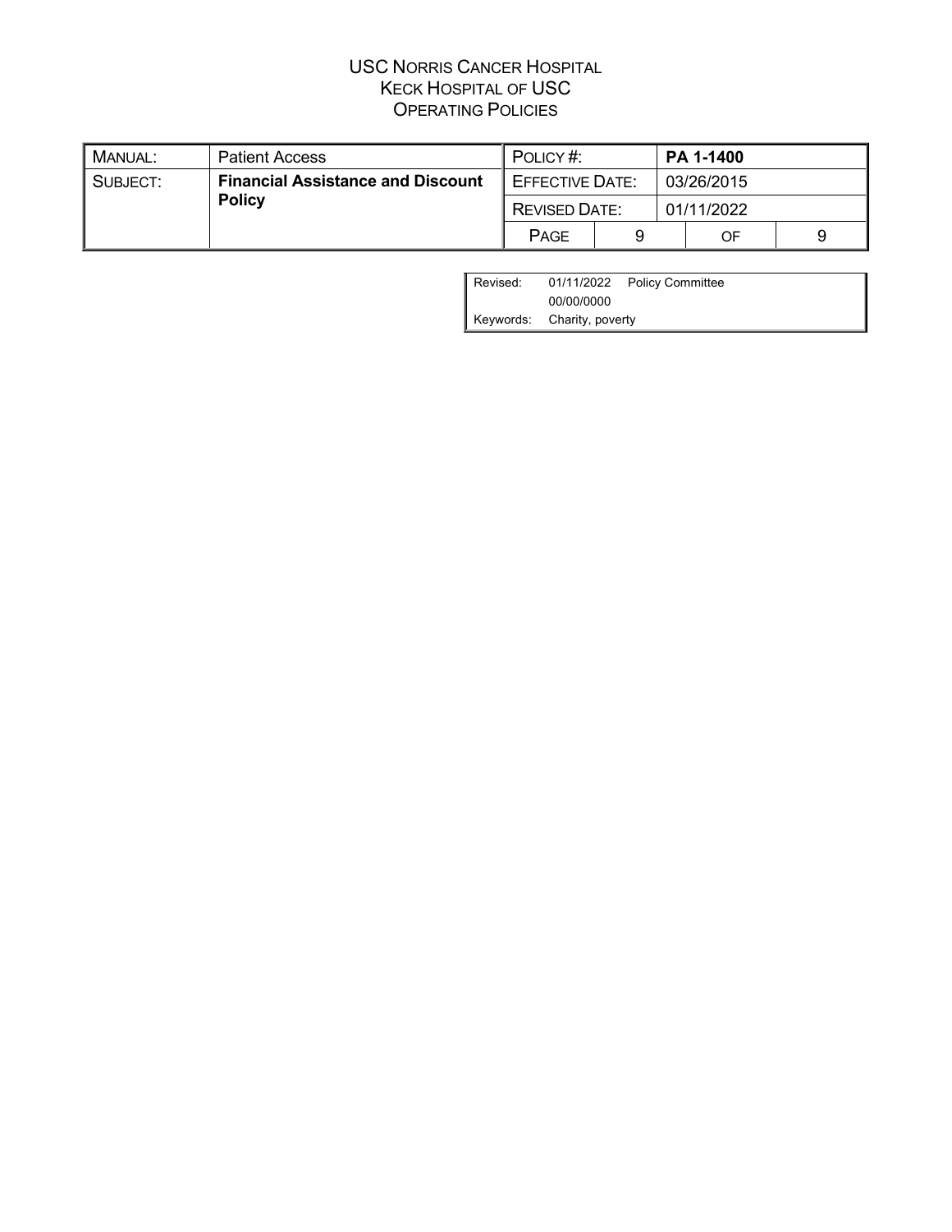| Revised: | 01/11/2022 | Policy Committee |
|---|---|---|
| | 00/00/0000 | |
| Keywords: | Charity, poverty | |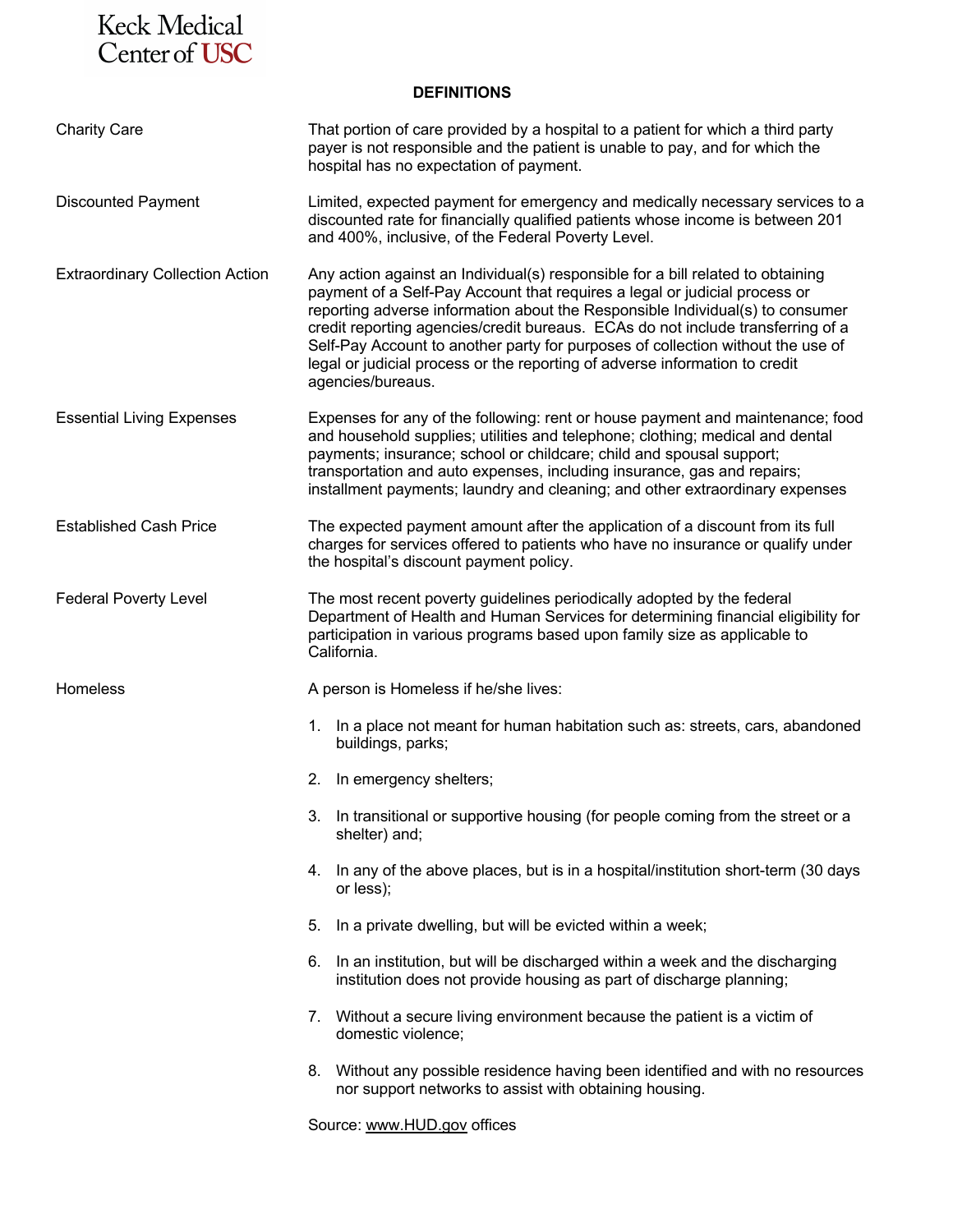## DEFINITIONS

**Charity Care**

That portion of care provided by a hospital to a patient for which a third party payer is not responsible and the patient is unable to pay, and for which the hospital has no expectation of payment.

**Discounted Payment**

Limited, expected payment for emergency and medically necessary services to a discounted rate for financially qualified patients whose income is between 201 and 400%, inclusive, of the Federal Poverty Level.

**Extraordinary Collection Action**

Any action against an Individual(s) responsible for a bill related to obtaining payment of a Self-Pay Account that requires a legal or judicial process or reporting adverse information about the Responsible Individual(s) to consumer credit reporting agencies/credit bureaus. ECAs do not include transferring of a Self-Pay Account to another party for purposes of collection without the use of legal or judicial process or the reporting of adverse information to credit agencies/bureaus.

**Essential Living Expenses**

Expenses for any of the following: rent or house payment and maintenance; food and household supplies; utilities and telephone; clothing; medical and dental payments; insurance; school or childcare; child and spousal support; transportation and auto expenses, including insurance, gas and repairs; installment payments; laundry and cleaning; and other extraordinary expenses

**Established Cash Price**

The expected payment amount after the application of a discount from its full charges for services offered to patients who have no insurance or qualify under the hospital's discount payment policy.

**Federal Poverty Level**

The most recent poverty guidelines periodically adopted by the federal Department of Health and Human Services for determining financial eligibility for participation in various programs based upon family size as applicable to California.

**Homeless**

A person is Homeless if he/she lives:

1. In a place not meant for human habitation such as: streets, cars, abandoned buildings, parks;
2. In emergency shelters;
3. In transitional or supportive housing (for people coming from the street or a shelter) and;
4. In any of the above places, but is in a hospital/institution short-term (30 days or less);
5. In a private dwelling, but will be evicted within a week;
6. In an institution, but will be discharged within a week and the discharging institution does not provide housing as part of discharge planning;
7. Without a secure living environment because the patient is a victim of domestic violence;
8. Without any possible residence having been identified and with no resources nor support networks to assist with obtaining housing.

Source: www.HUD.gov offices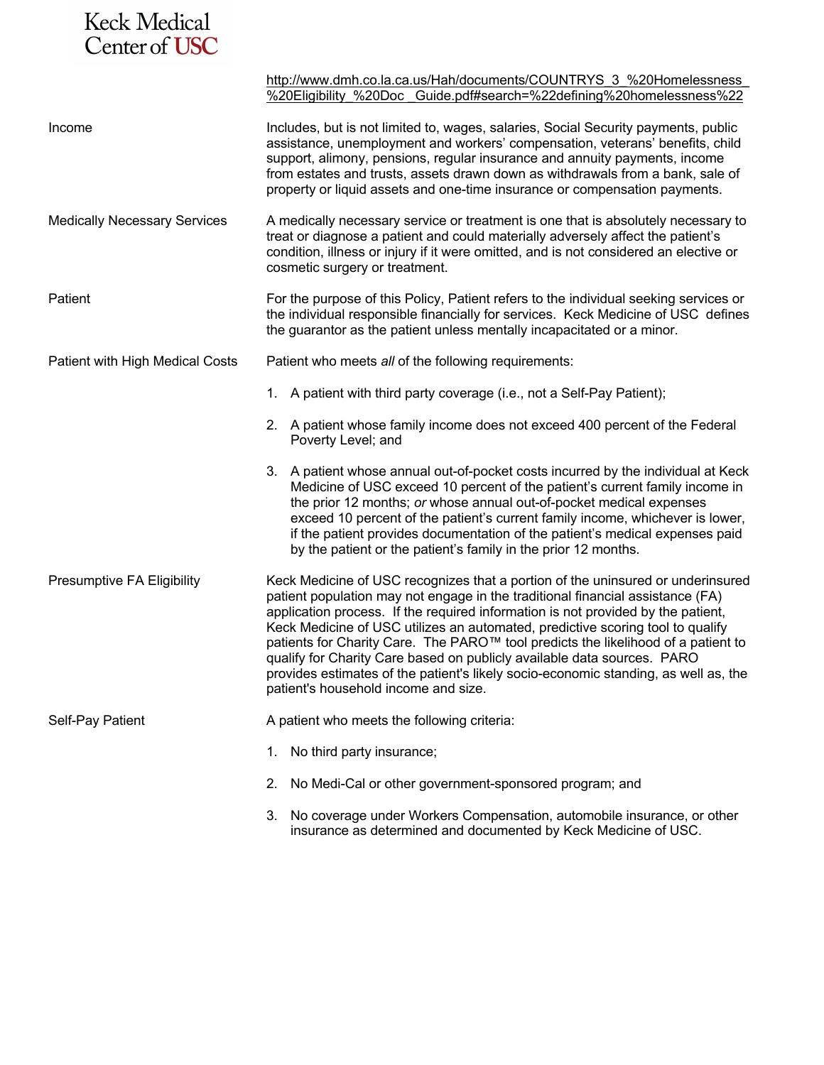http://www.dmh.co.la.ca.us/Hah/documents/COUNTRYS_3_%20Homelessness_%20Eligibility_%20Doc__Guide.pdf#search=%22defining%20homelessness%22

| | |
|---|---|
| Income | Includes, but is not limited to, wages, salaries, Social Security payments, public assistance, unemployment and workers' compensation, veterans' benefits, child support, alimony, pensions, regular insurance and annuity payments, income from estates and trusts, assets drawn down as withdrawals from a bank, sale of property or liquid assets and one-time insurance or compensation payments. |
| Medically Necessary Services | A medically necessary service or treatment is one that is absolutely necessary to treat or diagnose a patient and could materially adversely affect the patient's condition, illness or injury if it were omitted, and is not considered an elective or cosmetic surgery or treatment. |
| Patient | For the purpose of this Policy, Patient refers to the individual seeking services or the individual responsible financially for services. Keck Medicine of USC defines the guarantor as the patient unless mentally incapacitated or a minor. |
| Patient with High Medical Costs | Patient who meets *all* of the following requirements:<br><br>1. A patient with third party coverage (i.e., not a Self-Pay Patient);<br><br>2. A patient whose family income does not exceed 400 percent of the Federal Poverty Level; and<br><br>3. A patient whose annual out-of-pocket costs incurred by the individual at Keck Medicine of USC exceed 10 percent of the patient's current family income in the prior 12 months; *or* whose annual out-of-pocket medical expenses exceed 10 percent of the patient's current family income, whichever is lower, if the patient provides documentation of the patient's medical expenses paid by the patient or the patient's family in the prior 12 months. |
| Presumptive FA Eligibility | Keck Medicine of USC recognizes that a portion of the uninsured or underinsured patient population may not engage in the traditional financial assistance (FA) application process. If the required information is not provided by the patient, Keck Medicine of USC utilizes an automated, predictive scoring tool to qualify patients for Charity Care. The PARO™ tool predicts the likelihood of a patient to qualify for Charity Care based on publicly available data sources. PARO provides estimates of the patient's likely socio-economic standing, as well as, the patient's household income and size. |
| Self-Pay Patient | A patient who meets the following criteria:<br><br>1. No third party insurance;<br><br>2. No Medi-Cal or other government-sponsored program; and<br><br>3. No coverage under Workers Compensation, automobile insurance, or other insurance as determined and documented by Keck Medicine of USC. |